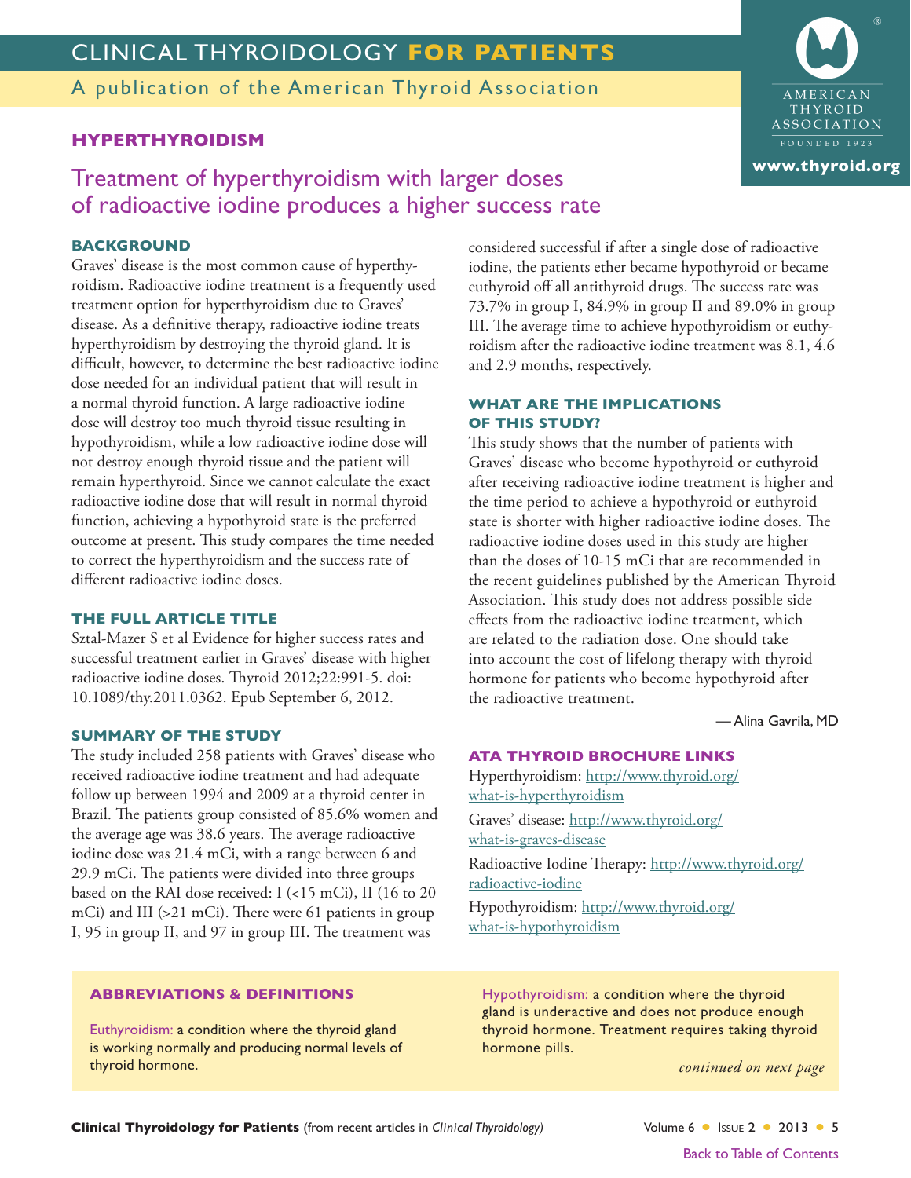# CLINICAL THYROIDOLOGY FOR PATIENTS

A publication of the American Thyroid Association

## HYPERTHYROIDISM

# Treatment of hyperthyroidism with larger doses of radioactive iodine produces a higher success rate

### BACKGROUND

Graves' disease is the most common cause of hyperthyroidism. Radioactive iodine treatment is a frequently used treatment option for hyperthyroidism due to Graves' disease. As a definitive therapy, radioactive iodine treats hyperthyroidism by destroying the thyroid gland. It is difficult, however, to determine the best radioactive iodine dose needed for an individual patient that will result in a normal thyroid function. A large radioactive iodine dose will destroy too much thyroid tissue resulting in hypothyroidism, while a low radioactive iodine dose will not destroy enough thyroid tissue and the patient will remain hyperthyroid. Since we cannot calculate the exact radioactive iodine dose that will result in normal thyroid function, achieving a hypothyroid state is the preferred outcome at present. This study compares the time needed to correct the hyperthyroidism and the success rate of different radioactive iodine doses.

### THE FULL ARTICLE TITLE

Sztal-Mazer S et al Evidence for higher success rates and successful treatment earlier in Graves' disease with higher radioactive iodine doses. Thyroid 2012;22:991-5. doi: 10.1089/thy.2011.0362. Epub September 6, 2012.

### SUMMARY OF THE STUDY

The study included 258 patients with Graves' disease who received radioactive iodine treatment and had adequate follow up between 1994 and 2009 at a thyroid center in Brazil. The patients group consisted of 85.6% women and the average age was 38.6 years. The average radioactive iodine dose was 21.4 mCi, with a range between 6 and 29.9 mCi. The patients were divided into three groups based on the RAI dose received: I (<15 mCi), II (16 to 20 mCi) and III (>21 mCi). There were 61 patients in group I, 95 in group II, and 97 in group III. The treatment was considered successful if after a single dose of radioactive iodine, the patients ether became hypothyroid or became euthyroid off all antithyroid drugs. The success rate was 73.7% in group I, 84.9% in group II and 89.0% in group III. The average time to achieve hypothyroidism or euthyroidism after the radioactive iodine treatment was 8.1, 4.6 and 2.9 months, respectively.

### WHAT ARE THE IMPLICATIONS OF THIS STUDY?

This study shows that the number of patients with Graves' disease who become hypothyroid or euthyroid after receiving radioactive iodine treatment is higher and the time period to achieve a hypothyroid or euthyroid state is shorter with higher radioactive iodine doses. The radioactive iodine doses used in this study are higher than the doses of 10-15 mCi that are recommended in the recent guidelines published by the American Thyroid Association. This study does not address possible side effects from the radioactive iodine treatment, which are related to the radiation dose. One should take into account the cost of lifelong therapy with thyroid hormone for patients who become hypothyroid after the radioactive treatment.

— Alina Gavrila, MD

### ATA THYROID BROCHURE LINKS

Hyperthyroidism: http://www.thyroid.org/what-is-hyperthyroidism

Graves' disease: http://www.thyroid.org/what-is-graves-disease

Radioactive Iodine Therapy: http://www.thyroid.org/radioactive-iodine

Hypothyroidism: http://www.thyroid.org/what-is-hypothyroidism

### ABBREVIATIONS & DEFINITIONS

Euthyroidism: a condition where the thyroid gland is working normally and producing normal levels of thyroid hormone.

Hypothyroidism: a condition where the thyroid gland is underactive and does not produce enough thyroid hormone. Treatment requires taking thyroid hormone pills.

*continued on next page*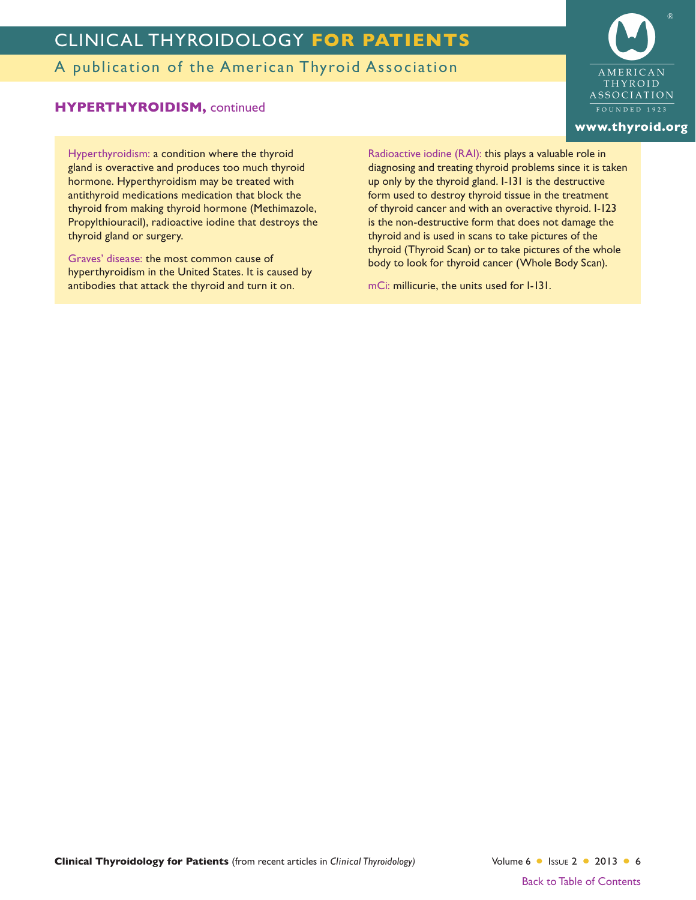## HYPERTHYROIDISM, continued

Hyperthyroidism: a condition where the thyroid gland is overactive and produces too much thyroid hormone. Hyperthyroidism may be treated with antithyroid medications medication that block the thyroid from making thyroid hormone (Methimazole, Propylthiouracil), radioactive iodine that destroys the thyroid gland or surgery.

Graves' disease: the most common cause of hyperthyroidism in the United States. It is caused by antibodies that attack the thyroid and turn it on.

Radioactive iodine (RAI): this plays a valuable role in diagnosing and treating thyroid problems since it is taken up only by the thyroid gland. I-131 is the destructive form used to destroy thyroid tissue in the treatment of thyroid cancer and with an overactive thyroid. I-123 is the non-destructive form that does not damage the thyroid and is used in scans to take pictures of the thyroid (Thyroid Scan) or to take pictures of the whole body to look for thyroid cancer (Whole Body Scan).

mCi: millicurie, the units used for I-131.